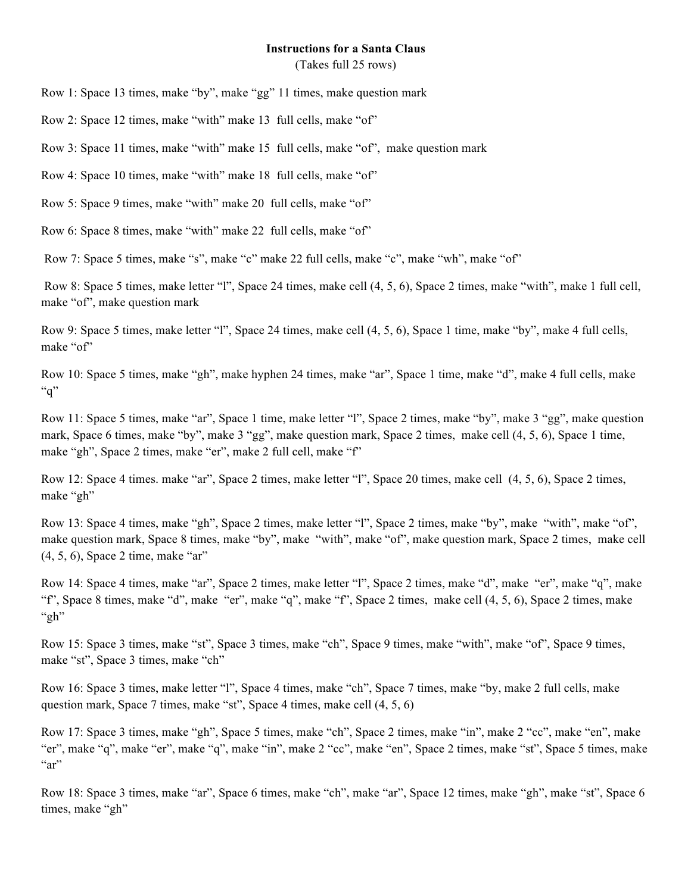**Instructions for a Santa Claus**

(Takes full 25 rows)

Row 1: Space 13 times, make “by”, make “gg” 11 times, make question mark

Row 2: Space 12 times, make “with” make 13 full cells, make “of”

Row 3: Space 11 times, make “with” make 15 full cells, make “of”, make question mark

Row 4: Space 10 times, make “with” make 18 full cells, make “of”

Row 5: Space 9 times, make “with” make 20 full cells, make “of”

Row 6: Space 8 times, make “with” make 22 full cells, make “of”

Row 7: Space 5 times, make “s”, make “c” make 22 full cells, make “c”, make “wh”, make “of”

Row 8: Space 5 times, make letter “l”, Space 24 times, make cell (4, 5, 6), Space 2 times, make “with”, make 1 full cell, make “of”, make question mark

Row 9: Space 5 times, make letter “l”, Space 24 times, make cell (4, 5, 6), Space 1 time, make “by”, make 4 full cells, make “of”

Row 10: Space 5 times, make “gh”, make hyphen 24 times, make “ar”, Space 1 time, make “d”, make 4 full cells, make “q”

Row 11: Space 5 times, make “ar”, Space 1 time, make letter “l”, Space 2 times, make “by”, make 3 “gg”, make question mark, Space 6 times, make “by”, make 3 “gg”, make question mark, Space 2 times, make cell (4, 5, 6), Space 1 time, make “gh”, Space 2 times, make “er”, make 2 full cell, make “f”

Row 12: Space 4 times. make “ar”, Space 2 times, make letter “l”, Space 20 times, make cell (4, 5, 6), Space 2 times, make “gh”

Row 13: Space 4 times, make “gh”, Space 2 times, make letter “l”, Space 2 times, make “by”, make “with”, make “of”, make question mark, Space 8 times, make “by”, make “with”, make “of”, make question mark, Space 2 times, make cell (4, 5, 6), Space 2 time, make “ar”

Row 14: Space 4 times, make “ar”, Space 2 times, make letter “l”, Space 2 times, make “d”, make “er”, make “q”, make “f”, Space 8 times, make “d”, make “er”, make “q”, make “f”, Space 2 times, make cell (4, 5, 6), Space 2 times, make “gh”

Row 15: Space 3 times, make “st”, Space 3 times, make “ch”, Space 9 times, make “with”, make “of”, Space 9 times, make “st”, Space 3 times, make “ch”

Row 16: Space 3 times, make letter “l”, Space 4 times, make “ch”, Space 7 times, make “by, make 2 full cells, make question mark, Space 7 times, make “st”, Space 4 times, make cell (4, 5, 6)

Row 17: Space 3 times, make “gh”, Space 5 times, make “ch”, Space 2 times, make “in”, make 2 “cc”, make “en”, make “er”, make “q”, make “er”, make “q”, make “in”, make 2 “cc”, make “en”, Space 2 times, make “st”, Space 5 times, make “ar”

Row 18: Space 3 times, make “ar”, Space 6 times, make “ch”, make “ar”, Space 12 times, make “gh”, make “st”, Space 6 times, make “gh”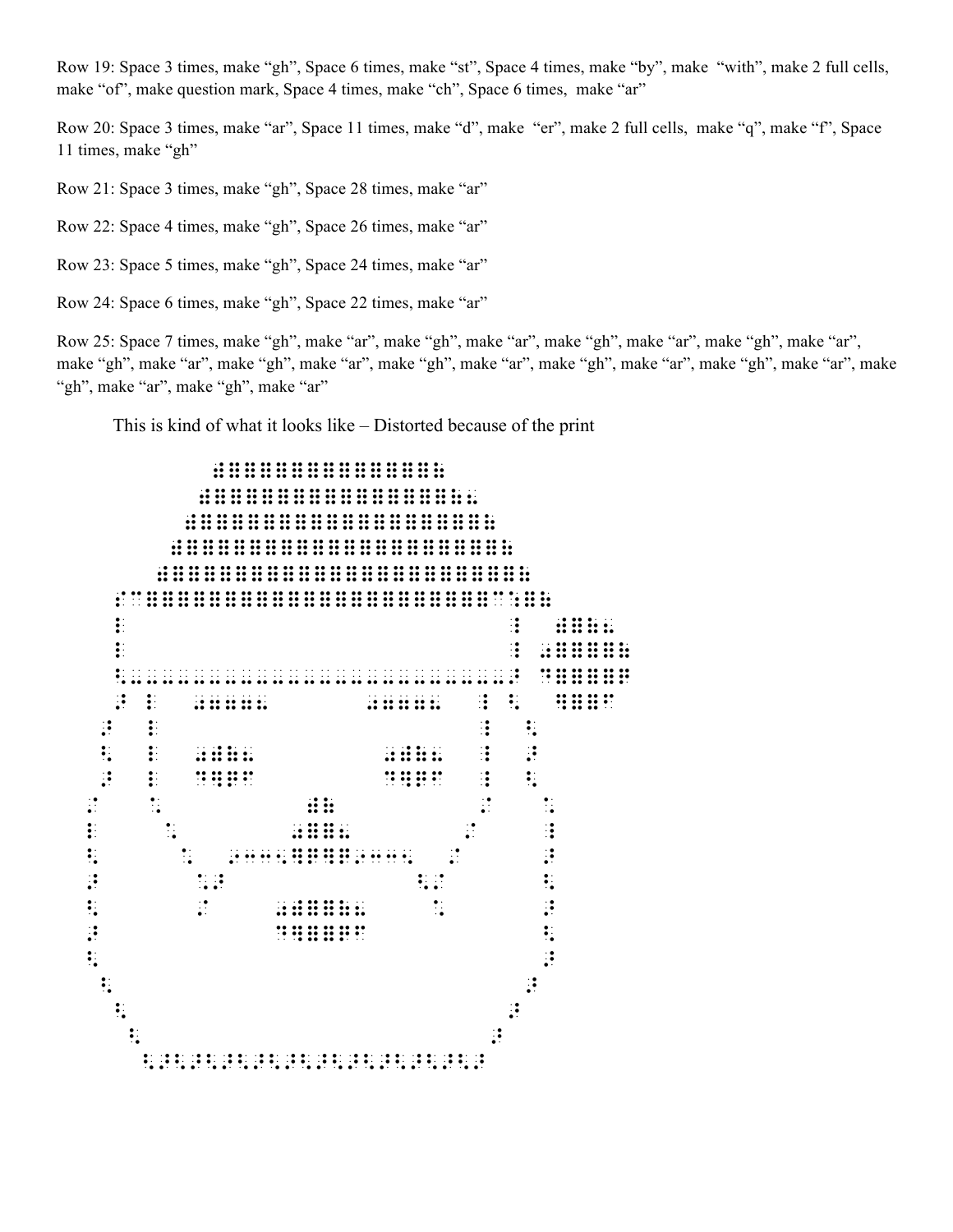Row 19: Space 3 times, make “gh”, Space 6 times, make “st”, Space 4 times, make “by”, make “with”, make 2 full cells, make “of”, make question mark, Space 4 times, make “ch”, Space 6 times, make “ar”

Row 20: Space 3 times, make “ar”, Space 11 times, make “d”, make “er”, make 2 full cells, make “q”, make “f”, Space 11 times, make “gh”

Row 21: Space 3 times, make “gh”, Space 28 times, make “ar”

Row 22: Space 4 times, make “gh”, Space 26 times, make “ar”

Row 23: Space 5 times, make “gh”, Space 24 times, make “ar”

Row 24: Space 6 times, make “gh”, Space 22 times, make “ar”

Row 25: Space 7 times, make “gh”, make “ar”, make “gh”, make “ar”, make “gh”, make “ar”, make “gh”, make “ar”, make “gh”, make “ar”, make “gh”, make “ar”, make “gh”, make “ar”, make “gh”, make “ar”, make “gh”, make “ar”, make “gh”, make “ar”, make “gh”, make “ar”

This is kind of what it looks like – Distorted because of the print